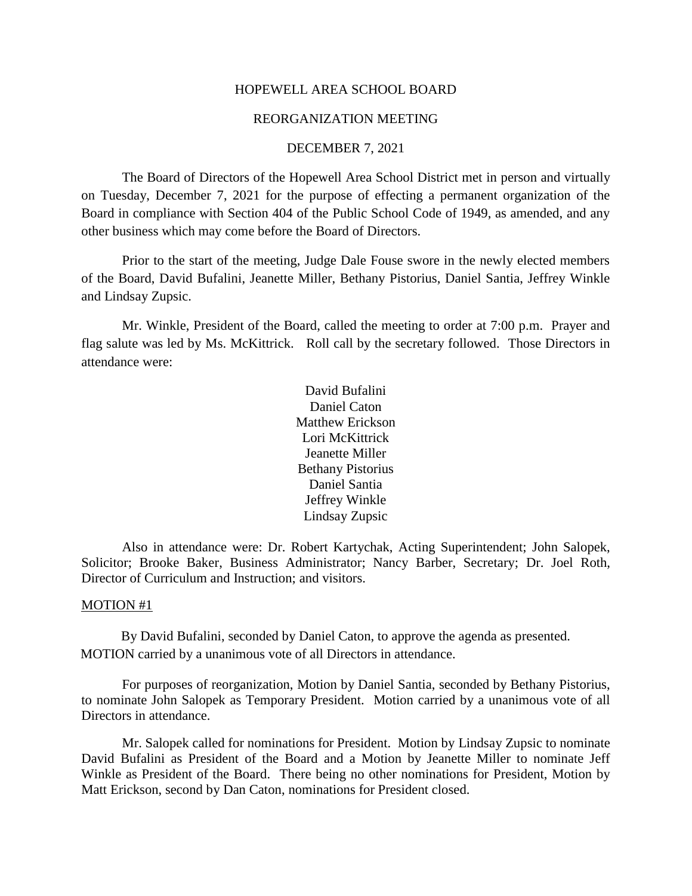HOPEWELL AREA SCHOOL BOARD

REORGANIZATION MEETING

DECEMBER 7, 2021

The Board of Directors of the Hopewell Area School District met in person and virtually on Tuesday, December 7, 2021 for the purpose of effecting a permanent organization of the Board in compliance with Section 404 of the Public School Code of 1949, as amended, and any other business which may come before the Board of Directors.

Prior to the start of the meeting, Judge Dale Fouse swore in the newly elected members of the Board, David Bufalini, Jeanette Miller, Bethany Pistorius, Daniel Santia, Jeffrey Winkle and Lindsay Zupsic.

Mr. Winkle, President of the Board, called the meeting to order at 7:00 p.m. Prayer and flag salute was led by Ms. McKittrick. Roll call by the secretary followed. Those Directors in attendance were:

David Bufalini
Daniel Caton
Matthew Erickson
Lori McKittrick
Jeanette Miller
Bethany Pistorius
Daniel Santia
Jeffrey Winkle
Lindsay Zupsic

Also in attendance were: Dr. Robert Kartychak, Acting Superintendent; John Salopek, Solicitor; Brooke Baker, Business Administrator; Nancy Barber, Secretary; Dr. Joel Roth, Director of Curriculum and Instruction; and visitors.

MOTION #1

By David Bufalini, seconded by Daniel Caton, to approve the agenda as presented. MOTION carried by a unanimous vote of all Directors in attendance.

For purposes of reorganization, Motion by Daniel Santia, seconded by Bethany Pistorius, to nominate John Salopek as Temporary President. Motion carried by a unanimous vote of all Directors in attendance.

Mr. Salopek called for nominations for President. Motion by Lindsay Zupsic to nominate David Bufalini as President of the Board and a Motion by Jeanette Miller to nominate Jeff Winkle as President of the Board. There being no other nominations for President, Motion by Matt Erickson, second by Dan Caton, nominations for President closed.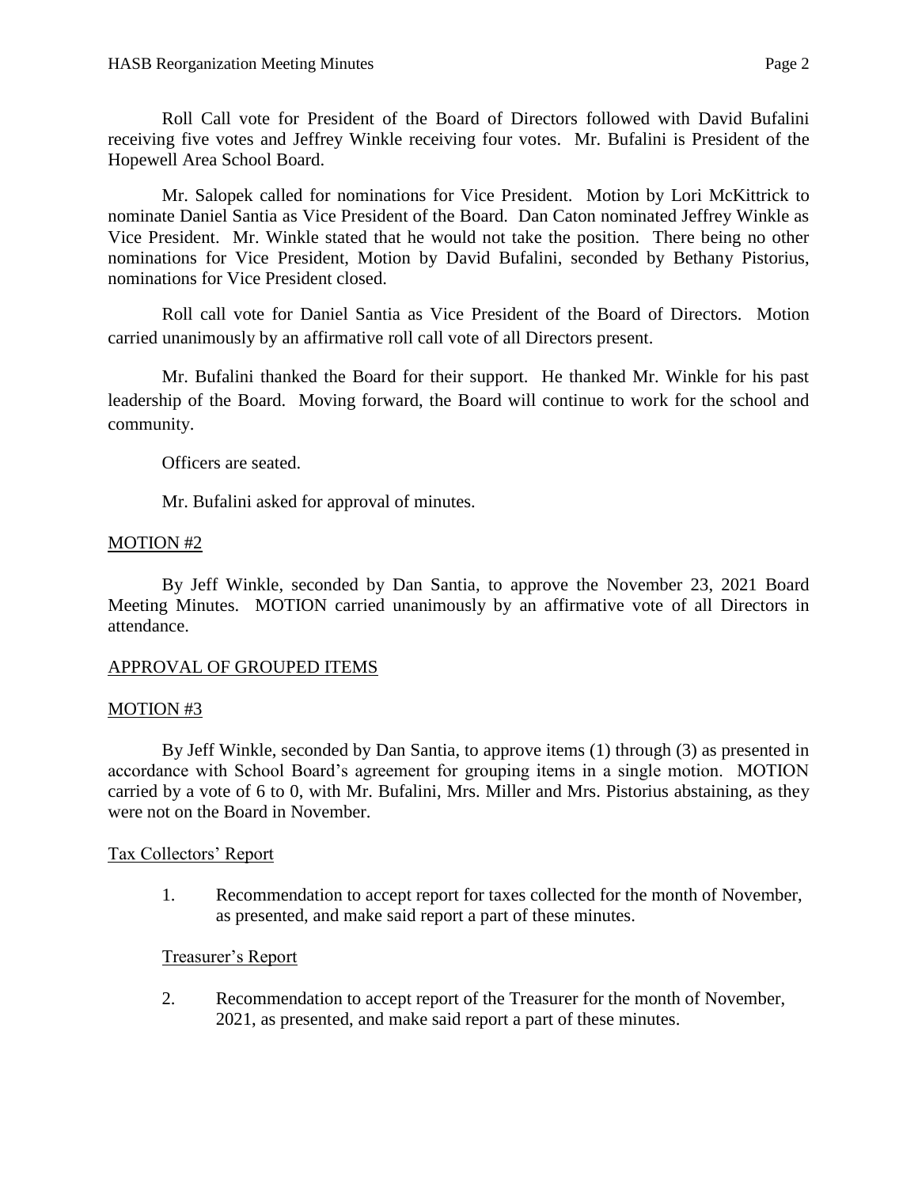Roll Call vote for President of the Board of Directors followed with David Bufalini receiving five votes and Jeffrey Winkle receiving four votes. Mr. Bufalini is President of the Hopewell Area School Board.

Mr. Salopek called for nominations for Vice President. Motion by Lori McKittrick to nominate Daniel Santia as Vice President of the Board. Dan Caton nominated Jeffrey Winkle as Vice President. Mr. Winkle stated that he would not take the position. There being no other nominations for Vice President, Motion by David Bufalini, seconded by Bethany Pistorius, nominations for Vice President closed.

Roll call vote for Daniel Santia as Vice President of the Board of Directors. Motion carried unanimously by an affirmative roll call vote of all Directors present.

Mr. Bufalini thanked the Board for their support. He thanked Mr. Winkle for his past leadership of the Board. Moving forward, the Board will continue to work for the school and community.

Officers are seated.

Mr. Bufalini asked for approval of minutes.

<u>MOTION #2</u>

By Jeff Winkle, seconded by Dan Santia, to approve the November 23, 2021 Board Meeting Minutes. MOTION carried unanimously by an affirmative vote of all Directors in attendance.

<u>APPROVAL OF GROUPED ITEMS</u>

<u>MOTION #3</u>

By Jeff Winkle, seconded by Dan Santia, to approve items (1) through (3) as presented in accordance with School Board's agreement for grouping items in a single motion. MOTION carried by a vote of 6 to 0, with Mr. Bufalini, Mrs. Miller and Mrs. Pistorius abstaining, as they were not on the Board in November.

<u>Tax Collectors' Report</u>

1. Recommendation to accept report for taxes collected for the month of November, as presented, and make said report a part of these minutes.

<u>Treasurer's Report</u>

2. Recommendation to accept report of the Treasurer for the month of November, 2021, as presented, and make said report a part of these minutes.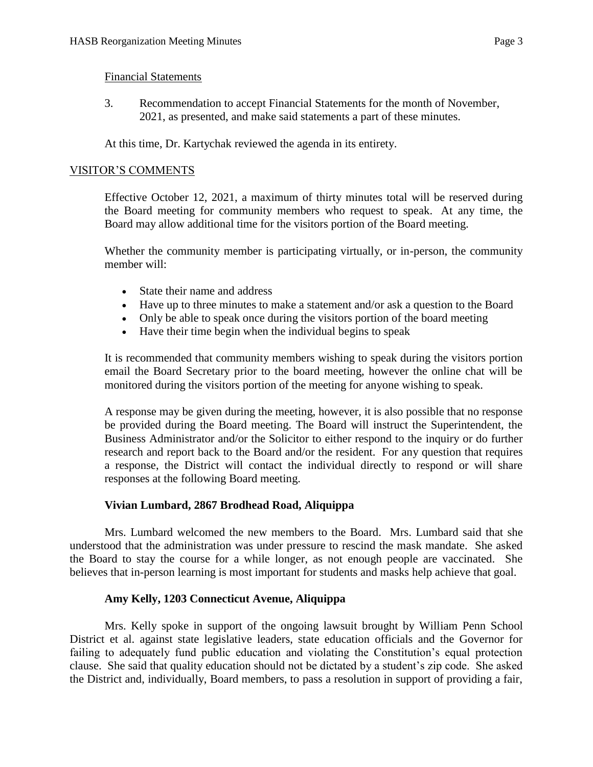Financial Statements

3. Recommendation to accept Financial Statements for the month of November, 2021, as presented, and make said statements a part of these minutes.

At this time, Dr. Kartychak reviewed the agenda in its entirety.

## VISITOR'S COMMENTS

Effective October 12, 2021, a maximum of thirty minutes total will be reserved during the Board meeting for community members who request to speak. At any time, the Board may allow additional time for the visitors portion of the Board meeting.

Whether the community member is participating virtually, or in-person, the community member will:

- State their name and address
- Have up to three minutes to make a statement and/or ask a question to the Board
- Only be able to speak once during the visitors portion of the board meeting
- Have their time begin when the individual begins to speak

It is recommended that community members wishing to speak during the visitors portion email the Board Secretary prior to the board meeting, however the online chat will be monitored during the visitors portion of the meeting for anyone wishing to speak.

A response may be given during the meeting, however, it is also possible that no response be provided during the Board meeting. The Board will instruct the Superintendent, the Business Administrator and/or the Solicitor to either respond to the inquiry or do further research and report back to the Board and/or the resident. For any question that requires a response, the District will contact the individual directly to respond or will share responses at the following Board meeting.

**Vivian Lumbard, 2867 Brodhead Road, Aliquippa**

Mrs. Lumbard welcomed the new members to the Board. Mrs. Lumbard said that she understood that the administration was under pressure to rescind the mask mandate. She asked the Board to stay the course for a while longer, as not enough people are vaccinated. She believes that in-person learning is most important for students and masks help achieve that goal.

**Amy Kelly, 1203 Connecticut Avenue, Aliquippa**

Mrs. Kelly spoke in support of the ongoing lawsuit brought by William Penn School District et al. against state legislative leaders, state education officials and the Governor for failing to adequately fund public education and violating the Constitution's equal protection clause. She said that quality education should not be dictated by a student's zip code. She asked the District and, individually, Board members, to pass a resolution in support of providing a fair,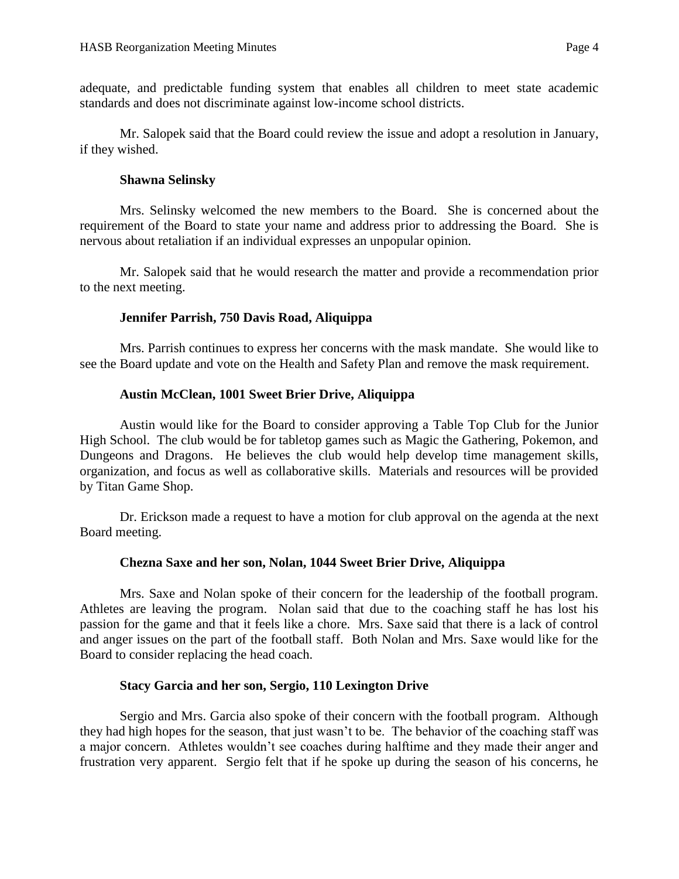adequate, and predictable funding system that enables all children to meet state academic standards and does not discriminate against low-income school districts.

Mr. Salopek said that the Board could review the issue and adopt a resolution in January, if they wished.

**Shawna Selinsky**

Mrs. Selinsky welcomed the new members to the Board. She is concerned about the requirement of the Board to state your name and address prior to addressing the Board. She is nervous about retaliation if an individual expresses an unpopular opinion.

Mr. Salopek said that he would research the matter and provide a recommendation prior to the next meeting.

**Jennifer Parrish, 750 Davis Road, Aliquippa**

Mrs. Parrish continues to express her concerns with the mask mandate. She would like to see the Board update and vote on the Health and Safety Plan and remove the mask requirement.

**Austin McClean, 1001 Sweet Brier Drive, Aliquippa**

Austin would like for the Board to consider approving a Table Top Club for the Junior High School. The club would be for tabletop games such as Magic the Gathering, Pokemon, and Dungeons and Dragons. He believes the club would help develop time management skills, organization, and focus as well as collaborative skills. Materials and resources will be provided by Titan Game Shop.

Dr. Erickson made a request to have a motion for club approval on the agenda at the next Board meeting.

**Chezna Saxe and her son, Nolan, 1044 Sweet Brier Drive, Aliquippa**

Mrs. Saxe and Nolan spoke of their concern for the leadership of the football program. Athletes are leaving the program. Nolan said that due to the coaching staff he has lost his passion for the game and that it feels like a chore. Mrs. Saxe said that there is a lack of control and anger issues on the part of the football staff. Both Nolan and Mrs. Saxe would like for the Board to consider replacing the head coach.

**Stacy Garcia and her son, Sergio, 110 Lexington Drive**

Sergio and Mrs. Garcia also spoke of their concern with the football program. Although they had high hopes for the season, that just wasn't to be. The behavior of the coaching staff was a major concern. Athletes wouldn't see coaches during halftime and they made their anger and frustration very apparent. Sergio felt that if he spoke up during the season of his concerns, he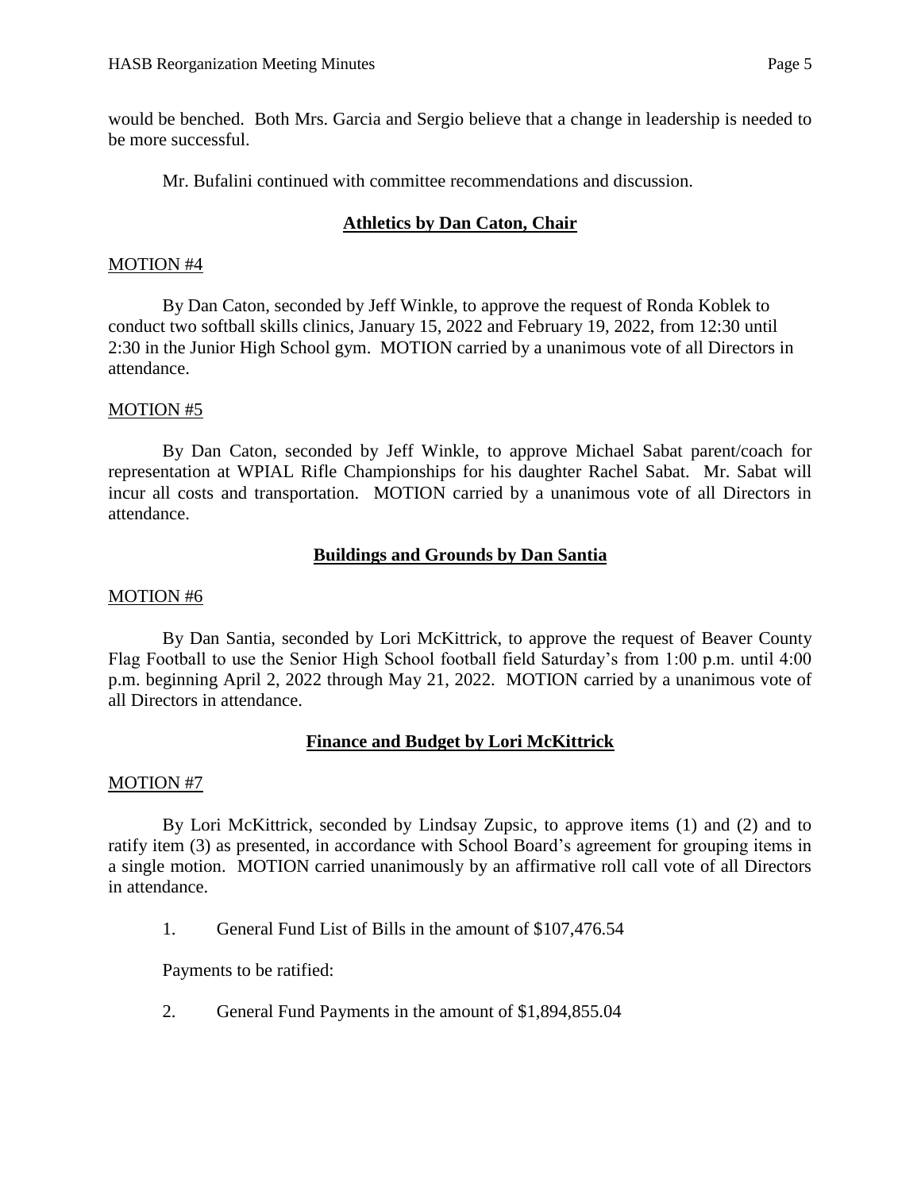would be benched. Both Mrs. Garcia and Sergio believe that a change in leadership is needed to be more successful.

Mr. Bufalini continued with committee recommendations and discussion.

## Athletics by Dan Caton, Chair

MOTION #4

By Dan Caton, seconded by Jeff Winkle, to approve the request of Ronda Koblek to conduct two softball skills clinics, January 15, 2022 and February 19, 2022, from 12:30 until 2:30 in the Junior High School gym. MOTION carried by a unanimous vote of all Directors in attendance.

MOTION #5

By Dan Caton, seconded by Jeff Winkle, to approve Michael Sabat parent/coach for representation at WPIAL Rifle Championships for his daughter Rachel Sabat. Mr. Sabat will incur all costs and transportation. MOTION carried by a unanimous vote of all Directors in attendance.

## Buildings and Grounds by Dan Santia

MOTION #6

By Dan Santia, seconded by Lori McKittrick, to approve the request of Beaver County Flag Football to use the Senior High School football field Saturday's from 1:00 p.m. until 4:00 p.m. beginning April 2, 2022 through May 21, 2022. MOTION carried by a unanimous vote of all Directors in attendance.

## Finance and Budget by Lori McKittrick

MOTION #7

By Lori McKittrick, seconded by Lindsay Zupsic, to approve items (1) and (2) and to ratify item (3) as presented, in accordance with School Board's agreement for grouping items in a single motion. MOTION carried unanimously by an affirmative roll call vote of all Directors in attendance.

1. General Fund List of Bills in the amount of $107,476.54

Payments to be ratified:

2. General Fund Payments in the amount of $1,894,855.04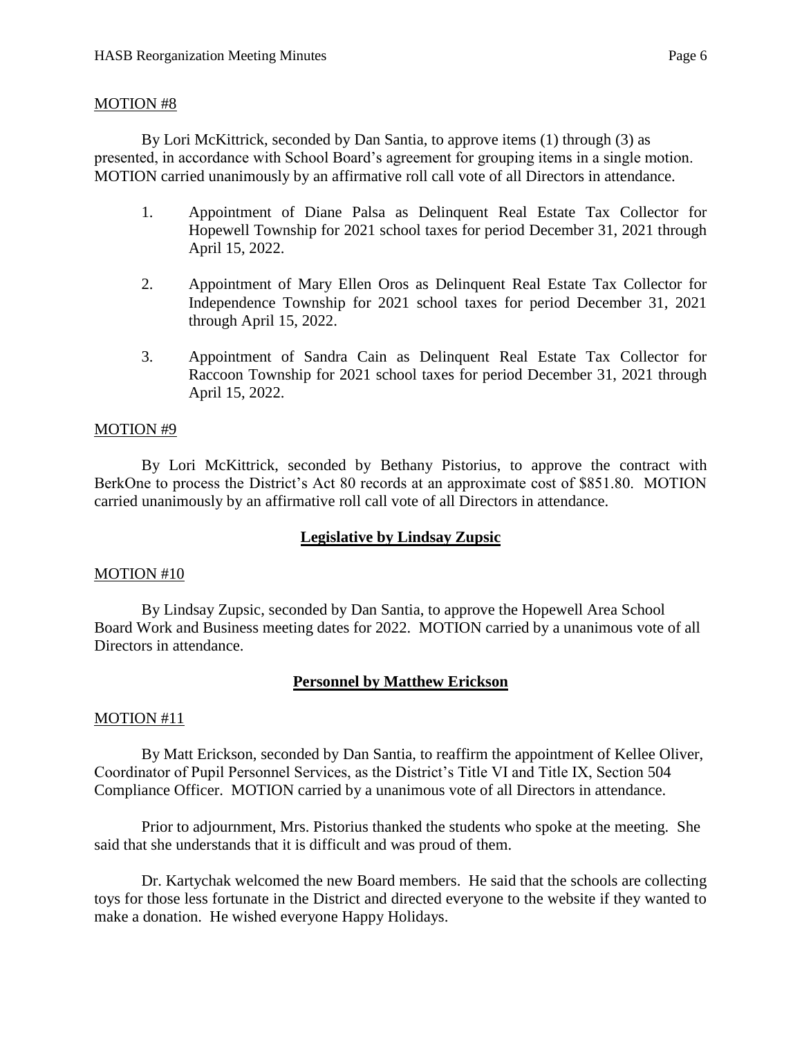MOTION #8

By Lori McKittrick, seconded by Dan Santia, to approve items (1) through (3) as presented, in accordance with School Board's agreement for grouping items in a single motion. MOTION carried unanimously by an affirmative roll call vote of all Directors in attendance.

1. Appointment of Diane Palsa as Delinquent Real Estate Tax Collector for Hopewell Township for 2021 school taxes for period December 31, 2021 through April 15, 2022.

2. Appointment of Mary Ellen Oros as Delinquent Real Estate Tax Collector for Independence Township for 2021 school taxes for period December 31, 2021 through April 15, 2022.

3. Appointment of Sandra Cain as Delinquent Real Estate Tax Collector for Raccoon Township for 2021 school taxes for period December 31, 2021 through April 15, 2022.

MOTION #9

By Lori McKittrick, seconded by Bethany Pistorius, to approve the contract with BerkOne to process the District's Act 80 records at an approximate cost of $851.80. MOTION carried unanimously by an affirmative roll call vote of all Directors in attendance.

## Legislative by Lindsay Zupsic

MOTION #10

By Lindsay Zupsic, seconded by Dan Santia, to approve the Hopewell Area School Board Work and Business meeting dates for 2022. MOTION carried by a unanimous vote of all Directors in attendance.

## Personnel by Matthew Erickson

MOTION #11

By Matt Erickson, seconded by Dan Santia, to reaffirm the appointment of Kellee Oliver, Coordinator of Pupil Personnel Services, as the District's Title VI and Title IX, Section 504 Compliance Officer. MOTION carried by a unanimous vote of all Directors in attendance.

Prior to adjournment, Mrs. Pistorius thanked the students who spoke at the meeting. She said that she understands that it is difficult and was proud of them.

Dr. Kartychak welcomed the new Board members. He said that the schools are collecting toys for those less fortunate in the District and directed everyone to the website if they wanted to make a donation. He wished everyone Happy Holidays.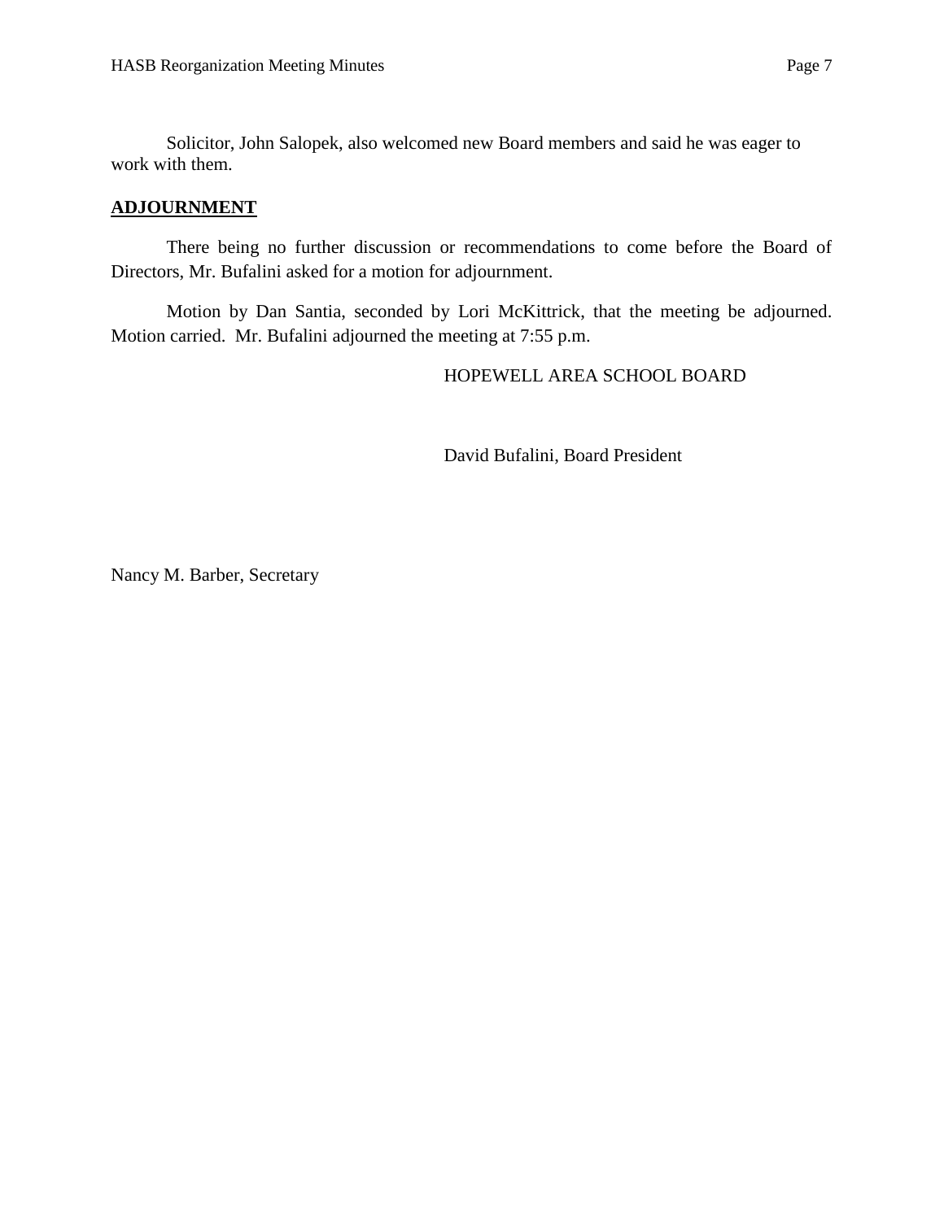Solicitor, John Salopek, also welcomed new Board members and said he was eager to work with them.

**ADJOURNMENT**

There being no further discussion or recommendations to come before the Board of Directors, Mr. Bufalini asked for a motion for adjournment.

Motion by Dan Santia, seconded by Lori McKittrick, that the meeting be adjourned. Motion carried. Mr. Bufalini adjourned the meeting at 7:55 p.m.

HOPEWELL AREA SCHOOL BOARD

David Bufalini, Board President

Nancy M. Barber, Secretary